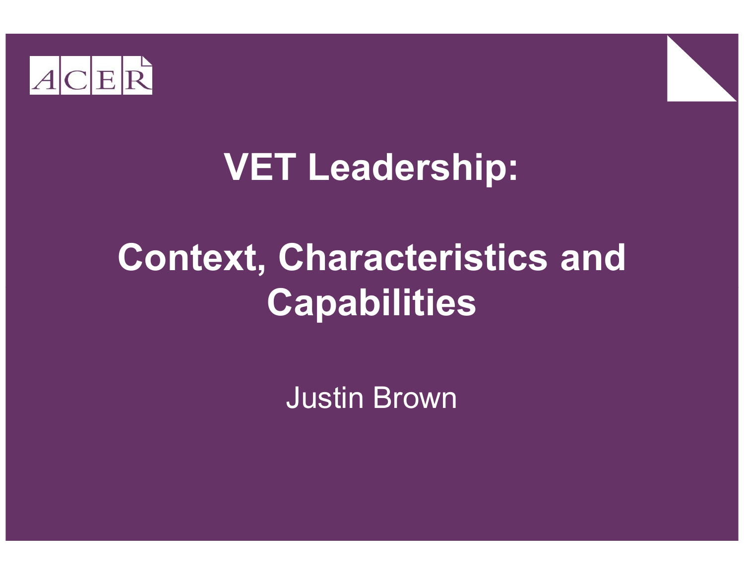ACER

# VET Leadership:

# Context, Characteristics and Capabilities

Justin Brown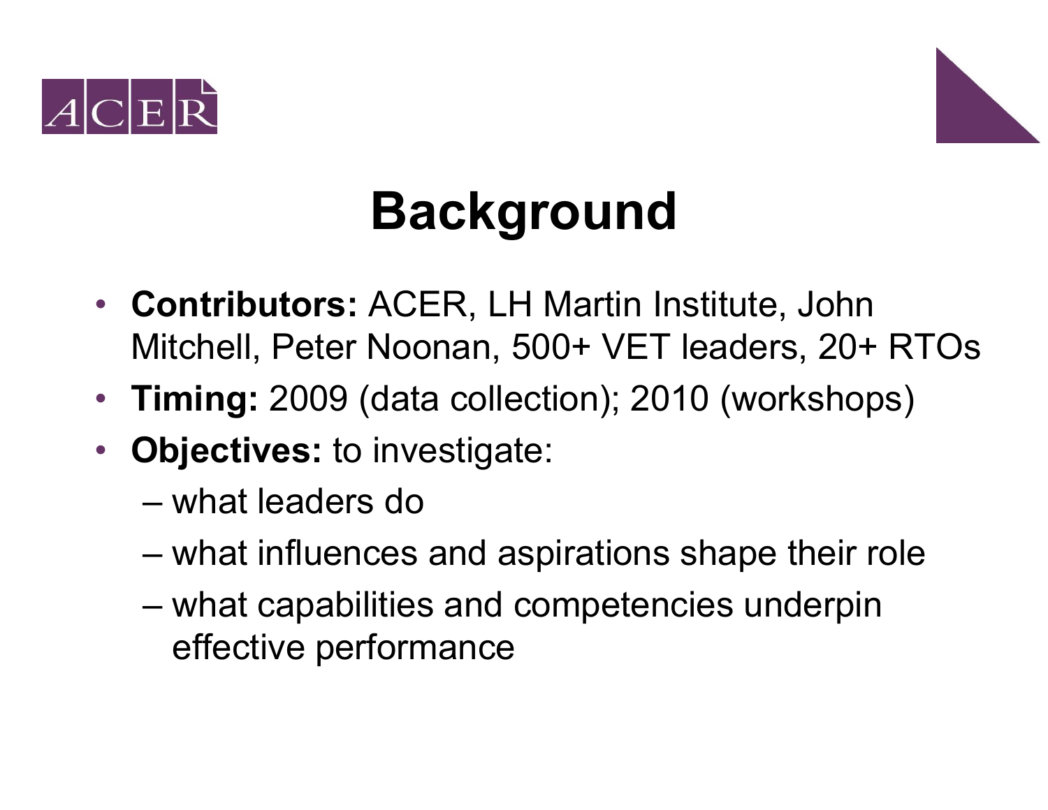# Background

- **Contributors:** ACER, LH Martin Institute, John Mitchell, Peter Noonan, 500+ VET leaders, 20+ RTOs
- **Timing:** 2009 (data collection); 2010 (workshops)
- **Objectives:** to investigate:
  - what leaders do
  - what influences and aspirations shape their role
  - what capabilities and competencies underpin effective performance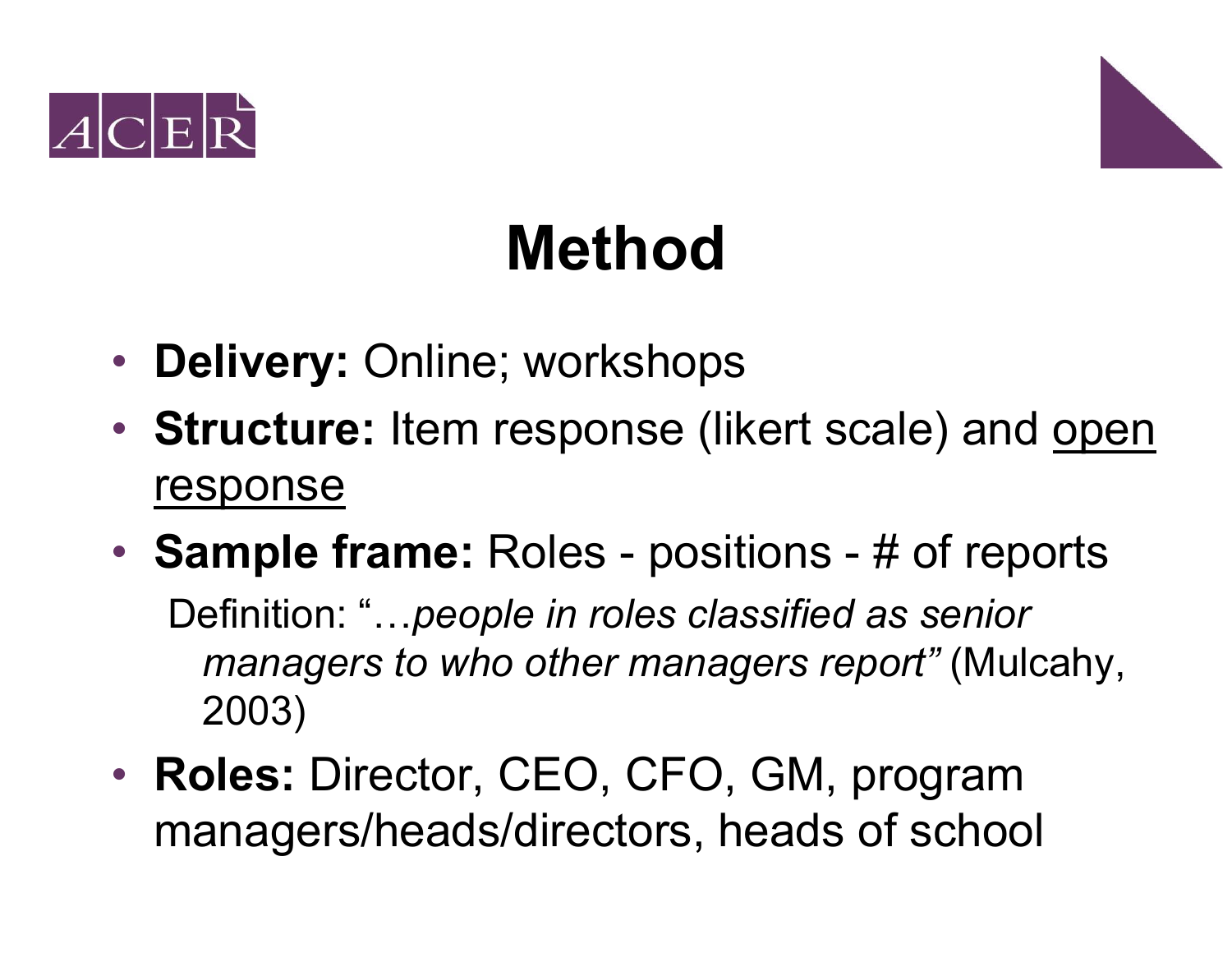# Method

- **Delivery:** Online; workshops
- **Structure:** Item response (likert scale) and <u>open response</u>
- **Sample frame:** Roles - positions - # of reports

  Definition: "…*people in roles classified as senior managers to who other managers report"* (Mulcahy, 2003)
- **Roles:** Director, CEO, CFO, GM, program managers/heads/directors, heads of school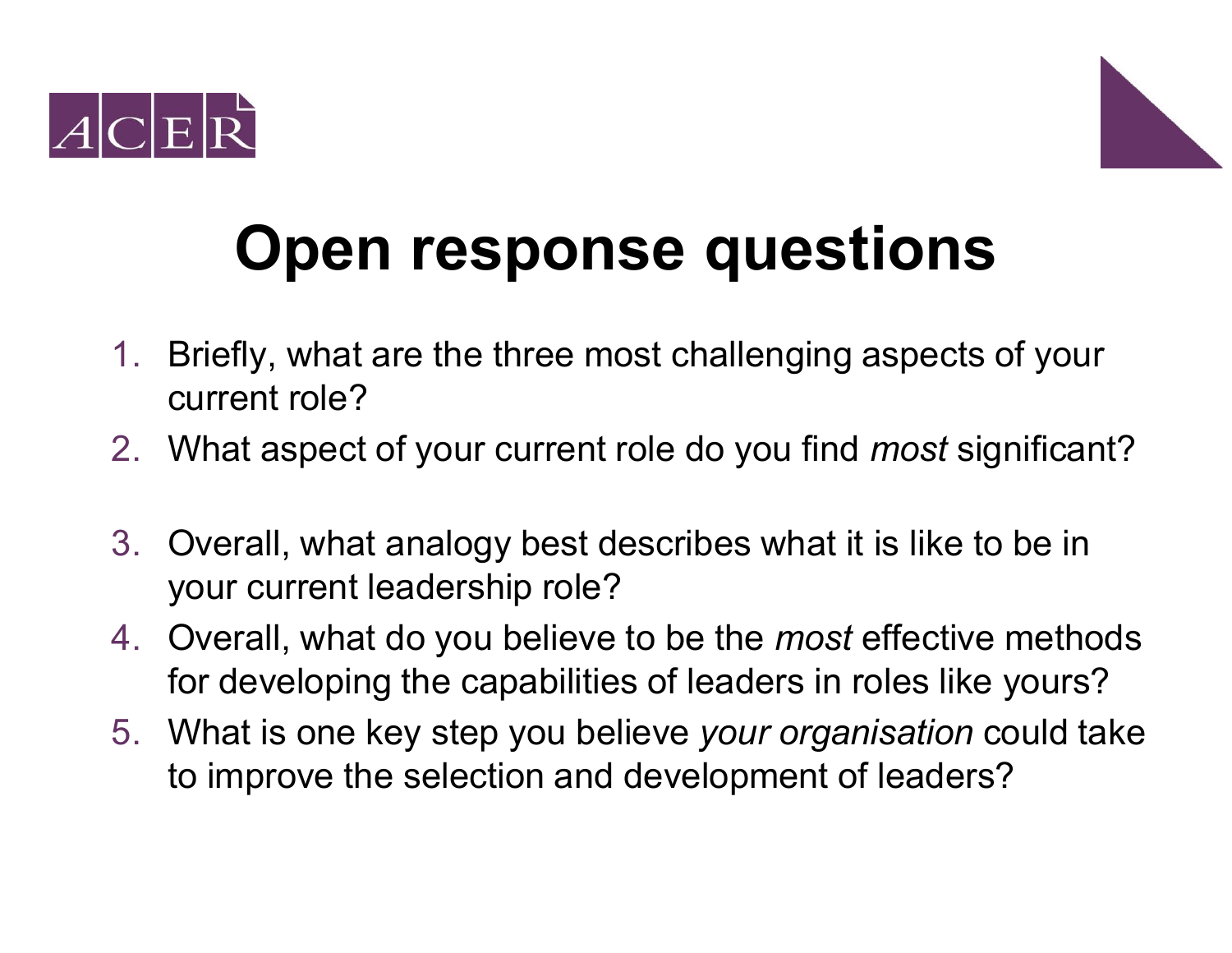# Open response questions

1. Briefly, what are the three most challenging aspects of your current role?
2. What aspect of your current role do you find *most* significant?
3. Overall, what analogy best describes what it is like to be in your current leadership role?
4. Overall, what do you believe to be the *most* effective methods for developing the capabilities of leaders in roles like yours?
5. What is one key step you believe *your organisation* could take to improve the selection and development of leaders?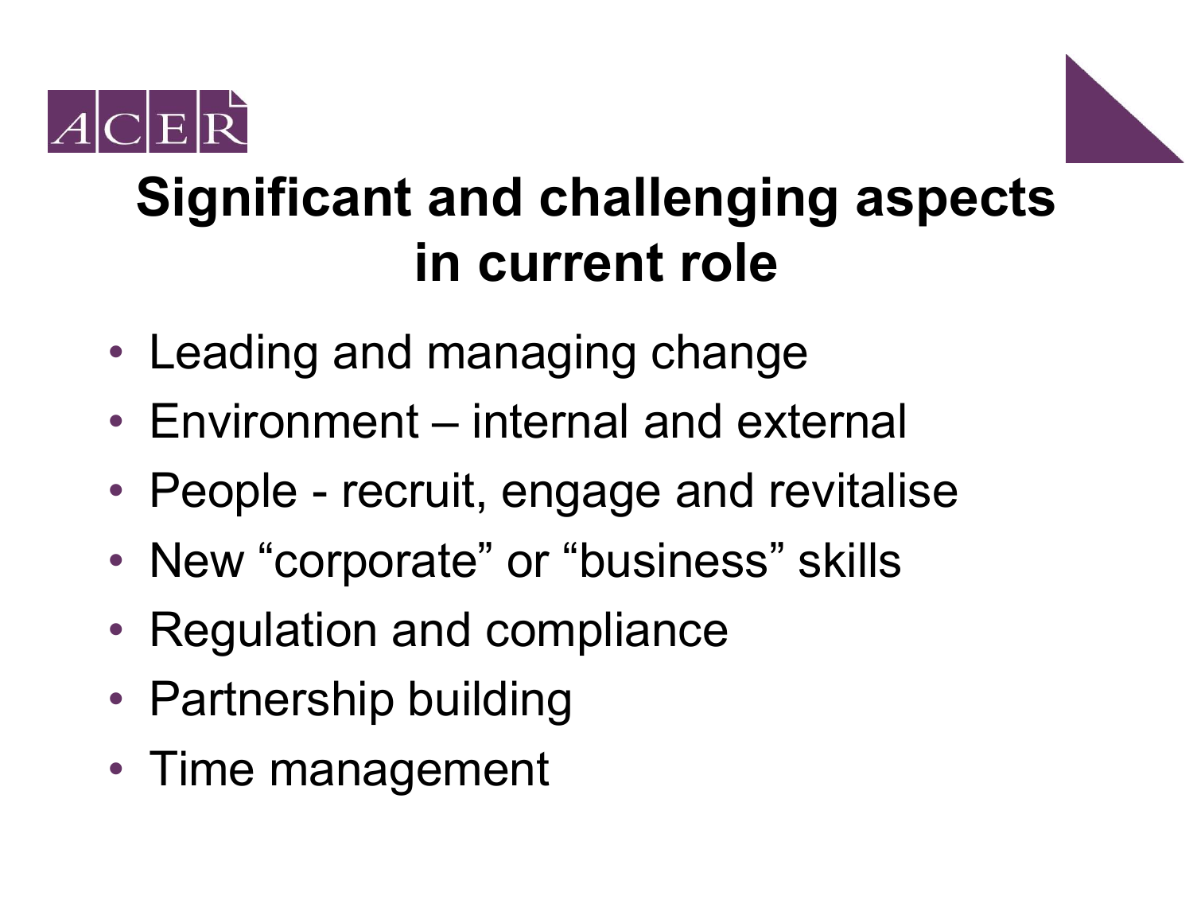# Significant and challenging aspects in current role

- Leading and managing change
- Environment – internal and external
- People - recruit, engage and revitalise
- New “corporate” or “business” skills
- Regulation and compliance
- Partnership building
- Time management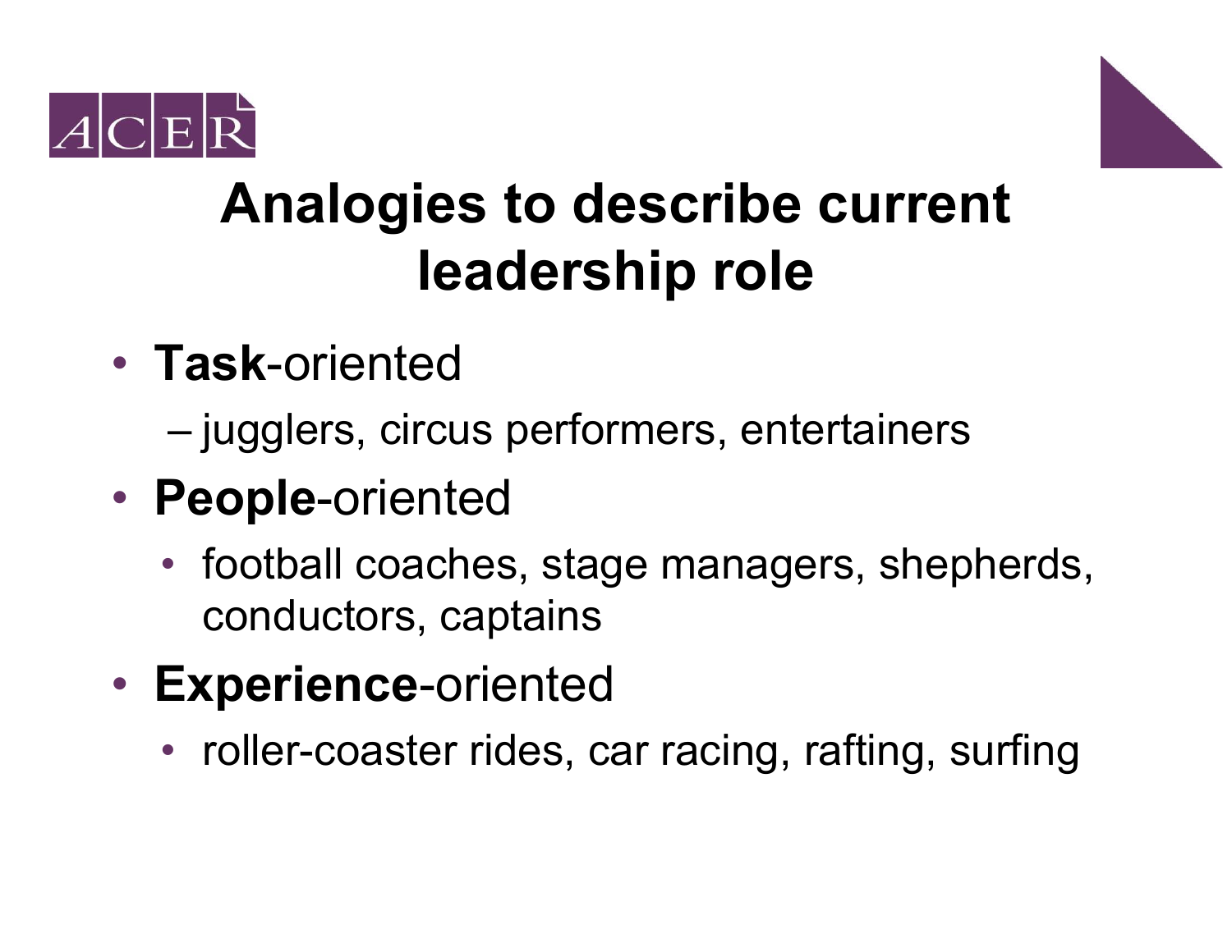# Analogies to describe current leadership role

- **Task**-oriented
  - jugglers, circus performers, entertainers
- **People**-oriented
  - football coaches, stage managers, shepherds, conductors, captains
- **Experience**-oriented
  - roller-coaster rides, car racing, rafting, surfing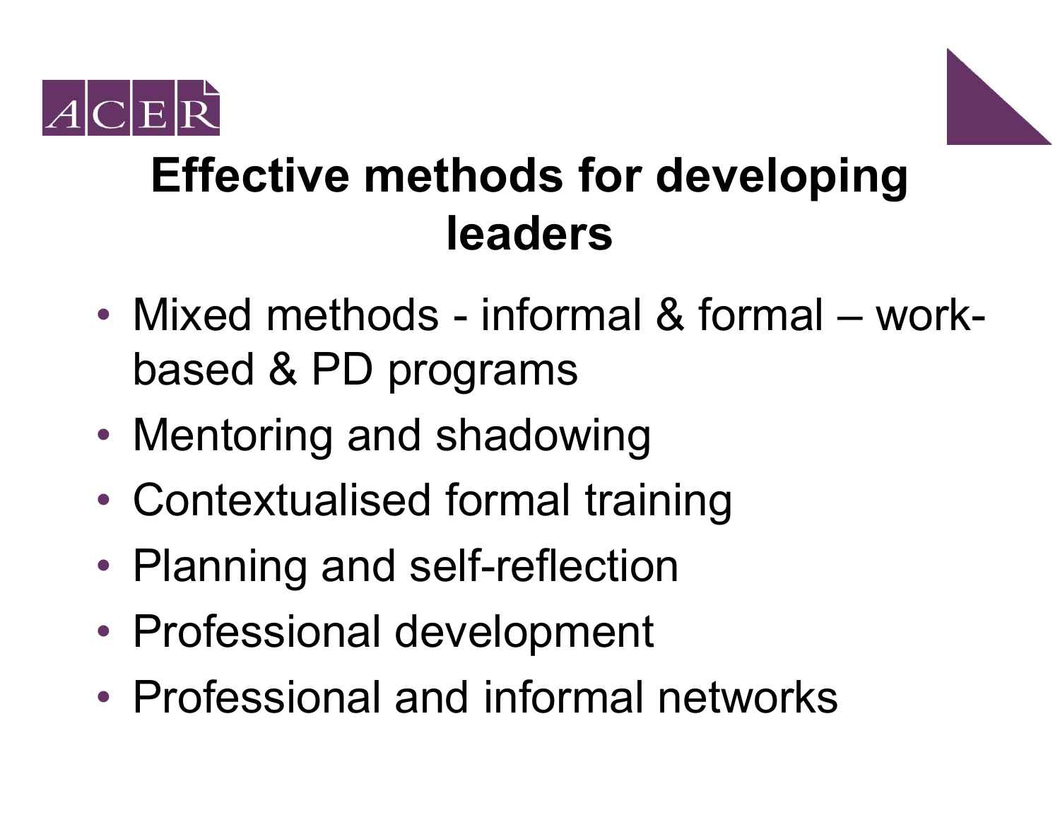# Effective methods for developing leaders

- Mixed methods - informal & formal – work-based & PD programs
- Mentoring and shadowing
- Contextualised formal training
- Planning and self-reflection
- Professional development
- Professional and informal networks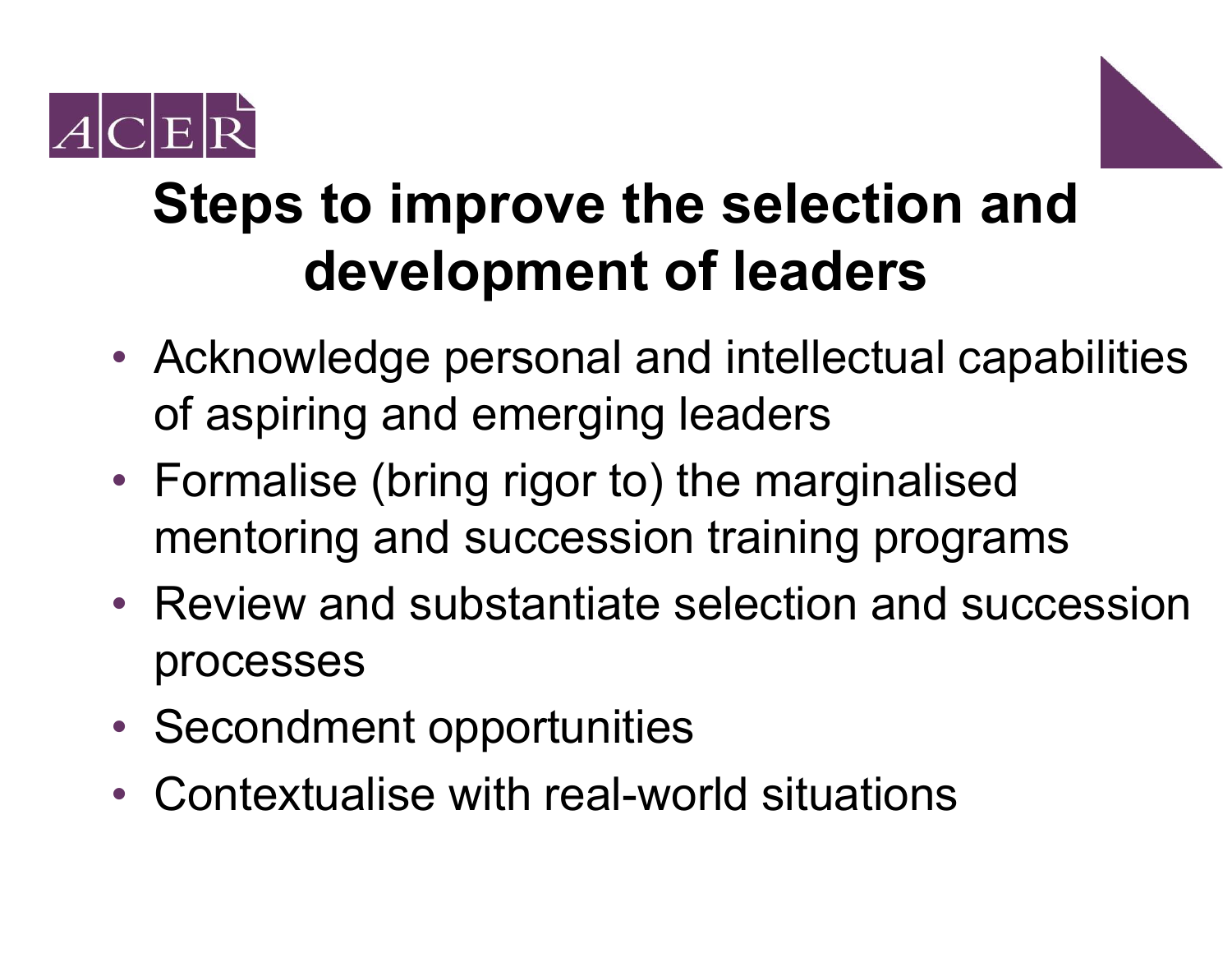# Steps to improve the selection and development of leaders

- Acknowledge personal and intellectual capabilities of aspiring and emerging leaders
- Formalise (bring rigor to) the marginalised mentoring and succession training programs
- Review and substantiate selection and succession processes
- Secondment opportunities
- Contextualise with real-world situations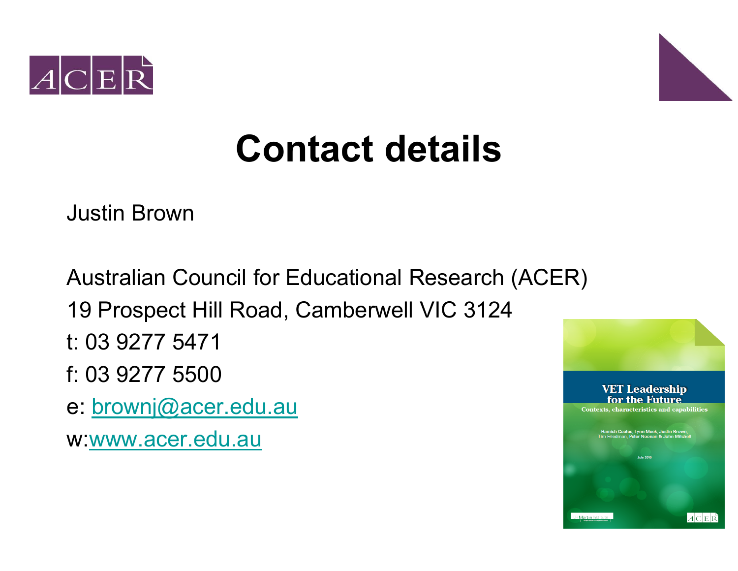# Contact details

Justin Brown

Australian Council for Educational Research (ACER)
19 Prospect Hill Road, Camberwell VIC 3124
t: 03 9277 5471
f: 03 9277 5500
e: brownj@acer.edu.au
w:www.acer.edu.au